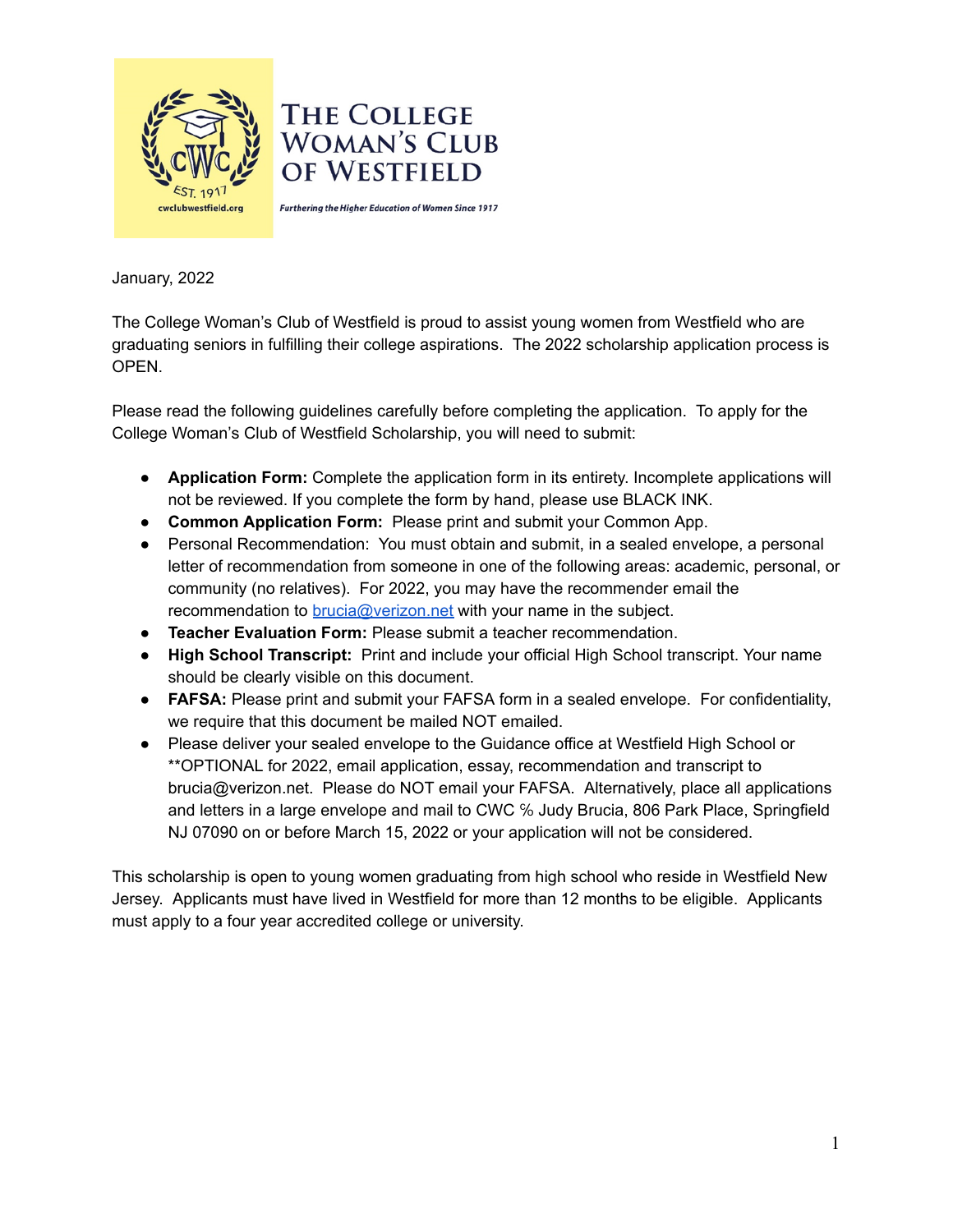# The College Woman's Club of Westfield

*Furthering the Higher Education of Women Since 1917*

January, 2022

The College Woman's Club of Westfield is proud to assist young women from Westfield who are graduating seniors in fulfilling their college aspirations. The 2022 scholarship application process is OPEN.

Please read the following guidelines carefully before completing the application. To apply for the College Woman's Club of Westfield Scholarship, you will need to submit:

- **Application Form:** Complete the application form in its entirety. Incomplete applications will not be reviewed. If you complete the form by hand, please use BLACK INK.
- **Common Application Form:** Please print and submit your Common App.
- Personal Recommendation: You must obtain and submit, in a sealed envelope, a personal letter of recommendation from someone in one of the following areas: academic, personal, or community (no relatives). For 2022, you may have the recommender email the recommendation to brucia@verizon.net with your name in the subject.
- **Teacher Evaluation Form:** Please submit a teacher recommendation.
- **High School Transcript:** Print and include your official High School transcript. Your name should be clearly visible on this document.
- **FAFSA:** Please print and submit your FAFSA form in a sealed envelope. For confidentiality, we require that this document be mailed NOT emailed.
- Please deliver your sealed envelope to the Guidance office at Westfield High School or **OPTIONAL for 2022, email application, essay, recommendation and transcript to brucia@verizon.net. Please do NOT email your FAFSA. Alternatively, place all applications and letters in a large envelope and mail to CWC ℅ Judy Brucia, 806 Park Place, Springfield NJ 07090 on or before March 15, 2022 or your application will not be considered.

This scholarship is open to young women graduating from high school who reside in Westfield New Jersey. Applicants must have lived in Westfield for more than 12 months to be eligible. Applicants must apply to a four year accredited college or university.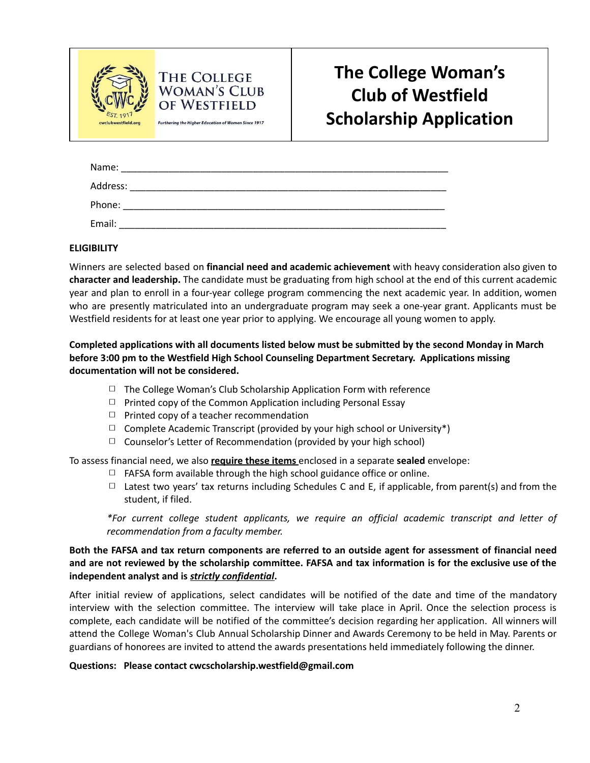THE COLLEGE WOMAN'S CLUB OF WESTFIELD

Furthering the Higher Education of Women Since 1917

cwclubwestfield.org

# The College Woman's Club of Westfield Scholarship Application

Name: ___________________________________________________________

Address: _________________________________________________________

Phone: __________________________________________________________

Email: ___________________________________________________________

**ELIGIBILITY**

Winners are selected based on **financial need and academic achievement** with heavy consideration also given to **character and leadership.** The candidate must be graduating from high school at the end of this current academic year and plan to enroll in a four-year college program commencing the next academic year. In addition, women who are presently matriculated into an undergraduate program may seek a one-year grant. Applicants must be Westfield residents for at least one year prior to applying. We encourage all young women to apply.

**Completed applications with all documents listed below must be submitted by the second Monday in March before 3:00 pm to the Westfield High School Counseling Department Secretary. Applications missing documentation will not be considered.**

- ☐ The College Woman's Club Scholarship Application Form with reference
- ☐ Printed copy of the Common Application including Personal Essay
- ☐ Printed copy of a teacher recommendation
- ☐ Complete Academic Transcript (provided by your high school or University*)
- ☐ Counselor's Letter of Recommendation (provided by your high school)

To assess financial need, we also **require these items** enclosed in a separate **sealed** envelope:

- ☐ FAFSA form available through the high school guidance office or online.
- ☐ Latest two years' tax returns including Schedules C and E, if applicable, from parent(s) and from the student, if filed.

*\*For current college student applicants, we require an official academic transcript and letter of recommendation from a faculty member.*

**Both the FAFSA and tax return components are referred to an outside agent for assessment of financial need and are not reviewed by the scholarship committee. FAFSA and tax information is for the exclusive use of the independent analyst and is *strictly confidential*.**

After initial review of applications, select candidates will be notified of the date and time of the mandatory interview with the selection committee. The interview will take place in April. Once the selection process is complete, each candidate will be notified of the committee's decision regarding her application. All winners will attend the College Woman's Club Annual Scholarship Dinner and Awards Ceremony to be held in May. Parents or guardians of honorees are invited to attend the awards presentations held immediately following the dinner.

**Questions: Please contact cwcscholarship.westfield@gmail.com**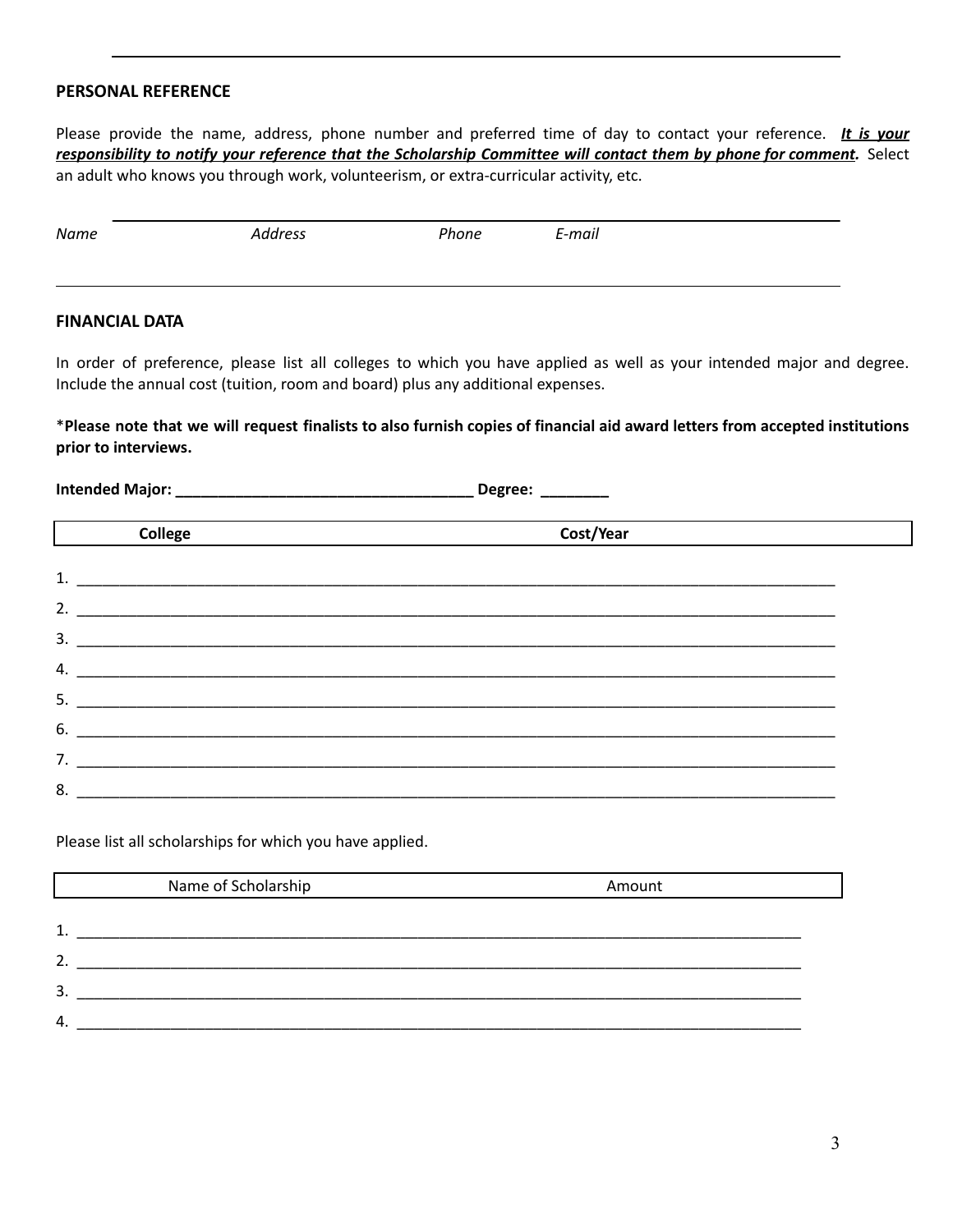## PERSONAL REFERENCE

Please provide the name, address, phone number and preferred time of day to contact your reference. ***It is your responsibility to notify your reference that the Scholarship Committee will contact them by phone for comment.*** Select an adult who knows you through work, volunteerism, or extra-curricular activity, etc.

| *Name* | *Address* | *Phone* | *E-mail* |
|---|---|---|---|
| | | | |

## FINANCIAL DATA

In order of preference, please list all colleges to which you have applied as well as your intended major and degree. Include the annual cost (tuition, room and board) plus any additional expenses.

*__Please note that we will request finalists to also furnish copies of financial aid award letters from accepted institutions prior to interviews.__

**Intended Major: ___________________________________ Degree: ________**

| College | Cost/Year |
|---|---|
| 1. | |
| 2. | |
| 3. | |
| 4. | |
| 5. | |
| 6. | |
| 7. | |
| 8. | |

Please list all scholarships for which you have applied.

| Name of Scholarship | Amount |
|---|---|
| 1. | |
| 2. | |
| 3. | |
| 4. | |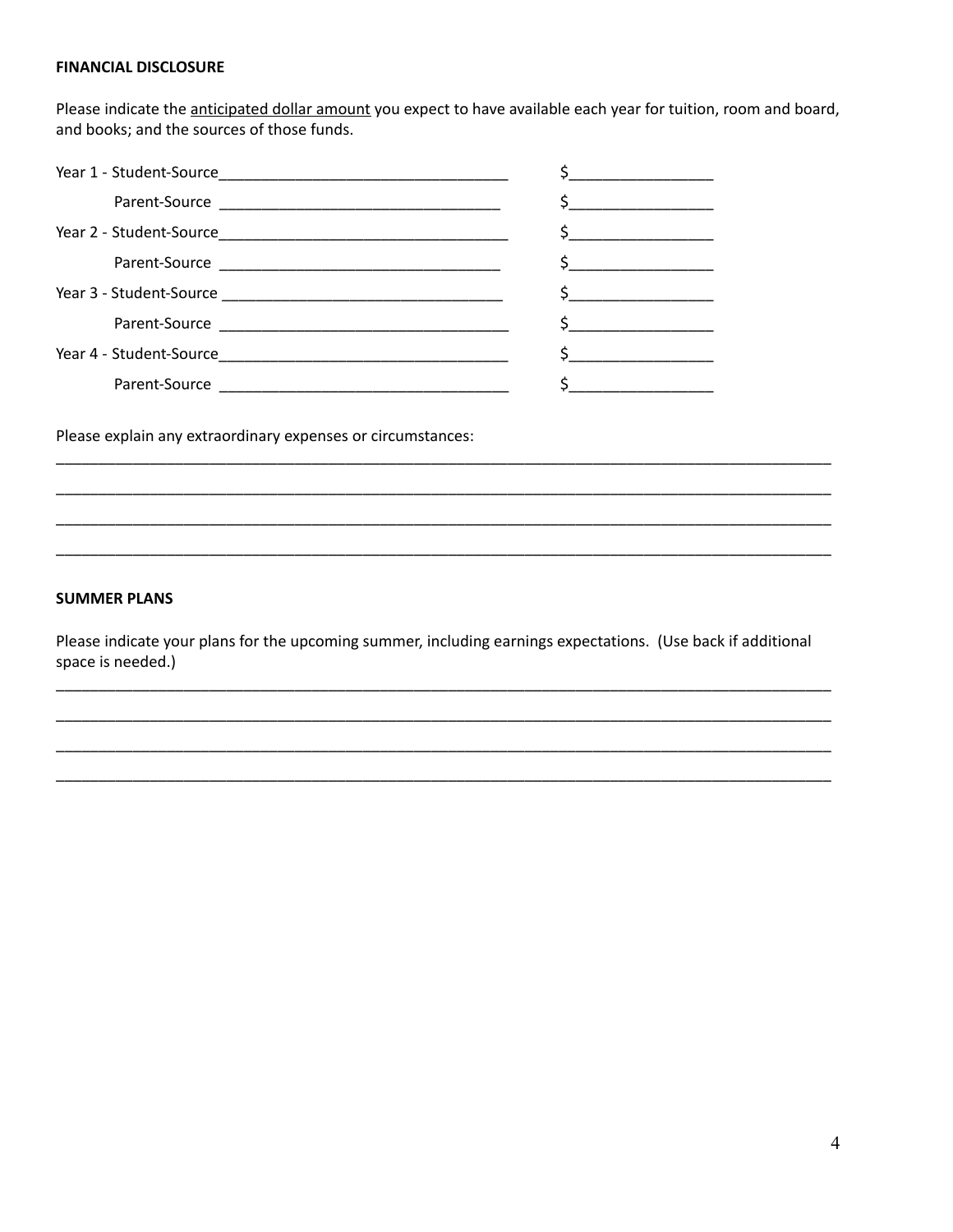**FINANCIAL DISCLOSURE**

Please indicate the anticipated dollar amount you expect to have available each year for tuition, room and board, and books; and the sources of those funds.

Year 1 - Student-Source__________________________________ $________________

Parent-Source _________________________________ $________________

Year 2 - Student-Source__________________________________ $________________

Parent-Source _________________________________ $________________

Year 3 - Student-Source _________________________________ $________________

Parent-Source __________________________________ $________________

Year 4 - Student-Source__________________________________ $________________

Parent-Source __________________________________ $________________

Please explain any extraordinary expenses or circumstances:

______________________________________________________________________________________

______________________________________________________________________________________

______________________________________________________________________________________

______________________________________________________________________________________

**SUMMER PLANS**

Please indicate your plans for the upcoming summer, including earnings expectations. (Use back if additional space is needed.)

______________________________________________________________________________________

______________________________________________________________________________________

______________________________________________________________________________________

______________________________________________________________________________________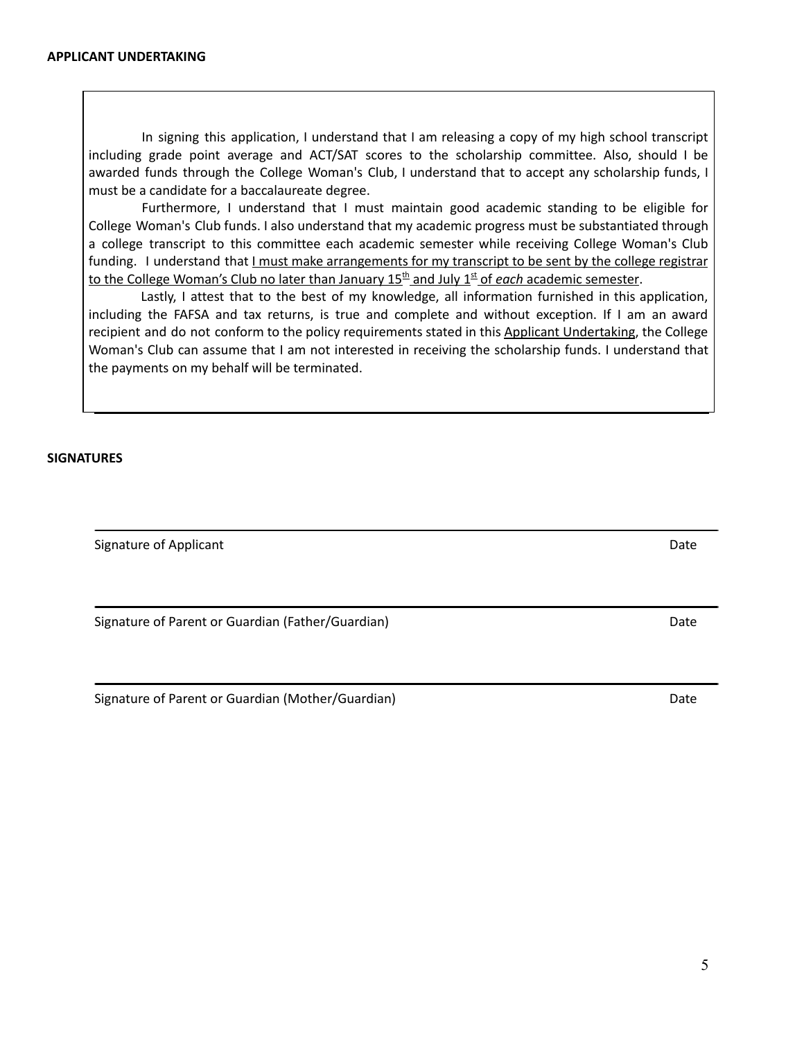**APPLICANT UNDERTAKING**

In signing this application, I understand that I am releasing a copy of my high school transcript including grade point average and ACT/SAT scores to the scholarship committee. Also, should I be awarded funds through the College Woman's Club, I understand that to accept any scholarship funds, I must be a candidate for a baccalaureate degree.

Furthermore, I understand that I must maintain good academic standing to be eligible for College Woman's Club funds. I also understand that my academic progress must be substantiated through a college transcript to this committee each academic semester while receiving College Woman's Club funding. I understand that <u>I must make arrangements for my transcript to be sent by the college registrar to the College Woman's Club no later than January 15th and July 1st of *each* academic semester</u>.

Lastly, I attest that to the best of my knowledge, all information furnished in this application, including the FAFSA and tax returns, is true and complete and without exception. If I am an award recipient and do not conform to the policy requirements stated in this <u>Applicant Undertaking</u>, the College Woman's Club can assume that I am not interested in receiving the scholarship funds. I understand that the payments on my behalf will be terminated.

**SIGNATURES**

Signature of Applicant — Date

Signature of Parent or Guardian (Father/Guardian) — Date

Signature of Parent or Guardian (Mother/Guardian) — Date